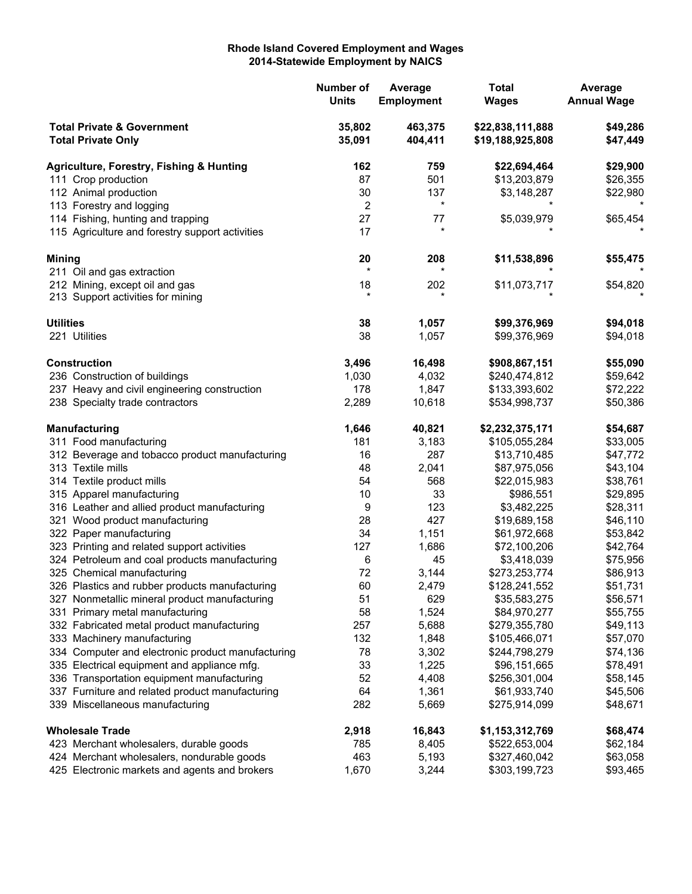**Rhode Island Covered Employment and Wages**
**2014-Statewide Employment by NAICS**

| | Number of Units | Average Employment | Total Wages | Average Annual Wage |
|---|---|---|---|---|
| **Total Private & Government** | **35,802** | **463,375** | **$22,838,111,888** | **$49,286** |
| **Total Private Only** | **35,091** | **404,411** | **$19,188,925,808** | **$47,449** |
| **Agriculture, Forestry, Fishing & Hunting** | **162** | **759** | **$22,694,464** | **$29,900** |
| 111 Crop production | 87 | 501 | $13,203,879 | $26,355 |
| 112 Animal production | 30 | 137 | $3,148,287 | $22,980 |
| 113 Forestry and logging | 2 | * | * | * |
| 114 Fishing, hunting and trapping | 27 | 77 | $5,039,979 | $65,454 |
| 115 Agriculture and forestry support activities | 17 | * | * | * |
| **Mining** | **20** | **208** | **$11,538,896** | **$55,475** |
| 211 Oil and gas extraction | * | * | * | * |
| 212 Mining, except oil and gas | 18 | 202 | $11,073,717 | $54,820 |
| 213 Support activities for mining | * | * | * | * |
| **Utilities** | **38** | **1,057** | **$99,376,969** | **$94,018** |
| 221 Utilities | 38 | 1,057 | $99,376,969 | $94,018 |
| **Construction** | **3,496** | **16,498** | **$908,867,151** | **$55,090** |
| 236 Construction of buildings | 1,030 | 4,032 | $240,474,812 | $59,642 |
| 237 Heavy and civil engineering construction | 178 | 1,847 | $133,393,602 | $72,222 |
| 238 Specialty trade contractors | 2,289 | 10,618 | $534,998,737 | $50,386 |
| **Manufacturing** | **1,646** | **40,821** | **$2,232,375,171** | **$54,687** |
| 311 Food manufacturing | 181 | 3,183 | $105,055,284 | $33,005 |
| 312 Beverage and tobacco product manufacturing | 16 | 287 | $13,710,485 | $47,772 |
| 313 Textile mills | 48 | 2,041 | $87,975,056 | $43,104 |
| 314 Textile product mills | 54 | 568 | $22,015,983 | $38,761 |
| 315 Apparel manufacturing | 10 | 33 | $986,551 | $29,895 |
| 316 Leather and allied product manufacturing | 9 | 123 | $3,482,225 | $28,311 |
| 321 Wood product manufacturing | 28 | 427 | $19,689,158 | $46,110 |
| 322 Paper manufacturing | 34 | 1,151 | $61,972,668 | $53,842 |
| 323 Printing and related support activities | 127 | 1,686 | $72,100,206 | $42,764 |
| 324 Petroleum and coal products manufacturing | 6 | 45 | $3,418,039 | $75,956 |
| 325 Chemical manufacturing | 72 | 3,144 | $273,253,774 | $86,913 |
| 326 Plastics and rubber products manufacturing | 60 | 2,479 | $128,241,552 | $51,731 |
| 327 Nonmetallic mineral product manufacturing | 51 | 629 | $35,583,275 | $56,571 |
| 331 Primary metal manufacturing | 58 | 1,524 | $84,970,277 | $55,755 |
| 332 Fabricated metal product manufacturing | 257 | 5,688 | $279,355,780 | $49,113 |
| 333 Machinery manufacturing | 132 | 1,848 | $105,466,071 | $57,070 |
| 334 Computer and electronic product manufacturing | 78 | 3,302 | $244,798,279 | $74,136 |
| 335 Electrical equipment and appliance mfg. | 33 | 1,225 | $96,151,665 | $78,491 |
| 336 Transportation equipment manufacturing | 52 | 4,408 | $256,301,004 | $58,145 |
| 337 Furniture and related product manufacturing | 64 | 1,361 | $61,933,740 | $45,506 |
| 339 Miscellaneous manufacturing | 282 | 5,669 | $275,914,099 | $48,671 |
| **Wholesale Trade** | **2,918** | **16,843** | **$1,153,312,769** | **$68,474** |
| 423 Merchant wholesalers, durable goods | 785 | 8,405 | $522,653,004 | $62,184 |
| 424 Merchant wholesalers, nondurable goods | 463 | 5,193 | $327,460,042 | $63,058 |
| 425 Electronic markets and agents and brokers | 1,670 | 3,244 | $303,199,723 | $93,465 |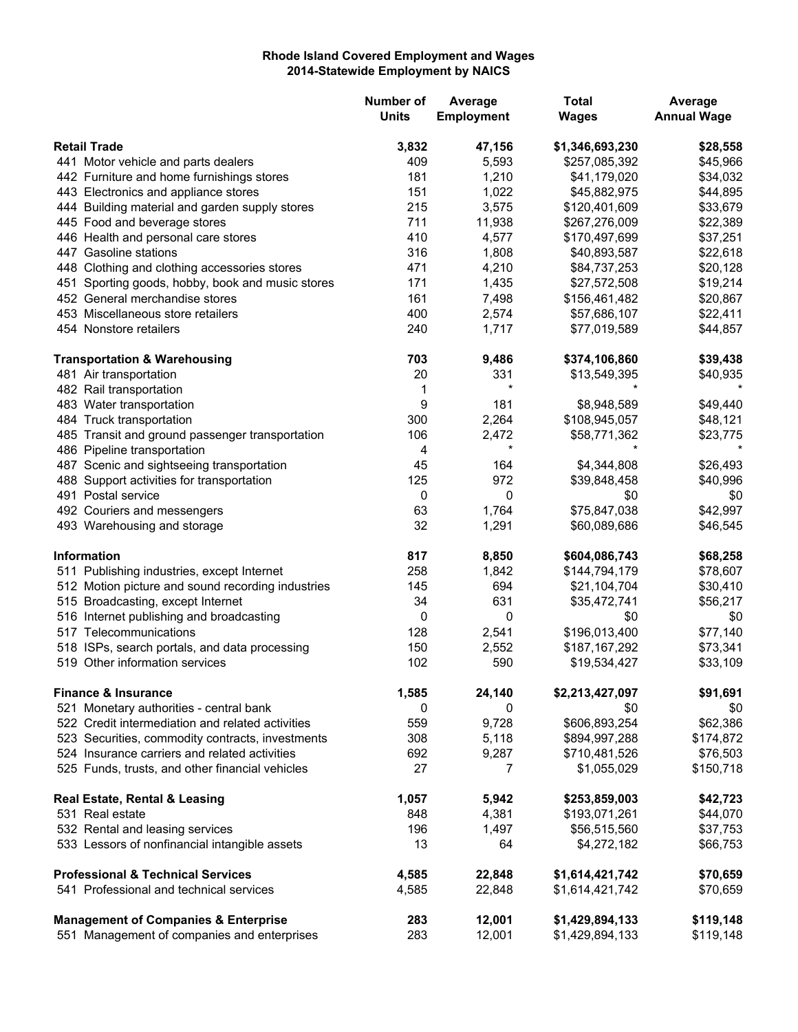**Rhode Island Covered Employment and Wages**
**2014-Statewide Employment by NAICS**

| | Number of Units | Average Employment | Total Wages | Average Annual Wage |
|---|---|---|---|---|
| **Retail Trade** | **3,832** | **47,156** | **$1,346,693,230** | **$28,558** |
| 441 Motor vehicle and parts dealers | 409 | 5,593 | $257,085,392 | $45,966 |
| 442 Furniture and home furnishings stores | 181 | 1,210 | $41,179,020 | $34,032 |
| 443 Electronics and appliance stores | 151 | 1,022 | $45,882,975 | $44,895 |
| 444 Building material and garden supply stores | 215 | 3,575 | $120,401,609 | $33,679 |
| 445 Food and beverage stores | 711 | 11,938 | $267,276,009 | $22,389 |
| 446 Health and personal care stores | 410 | 4,577 | $170,497,699 | $37,251 |
| 447 Gasoline stations | 316 | 1,808 | $40,893,587 | $22,618 |
| 448 Clothing and clothing accessories stores | 471 | 4,210 | $84,737,253 | $20,128 |
| 451 Sporting goods, hobby, book and music stores | 171 | 1,435 | $27,572,508 | $19,214 |
| 452 General merchandise stores | 161 | 7,498 | $156,461,482 | $20,867 |
| 453 Miscellaneous store retailers | 400 | 2,574 | $57,686,107 | $22,411 |
| 454 Nonstore retailers | 240 | 1,717 | $77,019,589 | $44,857 |
| **Transportation & Warehousing** | **703** | **9,486** | **$374,106,860** | **$39,438** |
| 481 Air transportation | 20 | 331 | $13,549,395 | $40,935 |
| 482 Rail transportation | 1 | * | * | * |
| 483 Water transportation | 9 | 181 | $8,948,589 | $49,440 |
| 484 Truck transportation | 300 | 2,264 | $108,945,057 | $48,121 |
| 485 Transit and ground passenger transportation | 106 | 2,472 | $58,771,362 | $23,775 |
| 486 Pipeline transportation | 4 | * | * | * |
| 487 Scenic and sightseeing transportation | 45 | 164 | $4,344,808 | $26,493 |
| 488 Support activities for transportation | 125 | 972 | $39,848,458 | $40,996 |
| 491 Postal service | 0 | 0 | $0 | $0 |
| 492 Couriers and messengers | 63 | 1,764 | $75,847,038 | $42,997 |
| 493 Warehousing and storage | 32 | 1,291 | $60,089,686 | $46,545 |
| **Information** | **817** | **8,850** | **$604,086,743** | **$68,258** |
| 511 Publishing industries, except Internet | 258 | 1,842 | $144,794,179 | $78,607 |
| 512 Motion picture and sound recording industries | 145 | 694 | $21,104,704 | $30,410 |
| 515 Broadcasting, except Internet | 34 | 631 | $35,472,741 | $56,217 |
| 516 Internet publishing and broadcasting | 0 | 0 | $0 | $0 |
| 517 Telecommunications | 128 | 2,541 | $196,013,400 | $77,140 |
| 518 ISPs, search portals, and data processing | 150 | 2,552 | $187,167,292 | $73,341 |
| 519 Other information services | 102 | 590 | $19,534,427 | $33,109 |
| **Finance & Insurance** | **1,585** | **24,140** | **$2,213,427,097** | **$91,691** |
| 521 Monetary authorities - central bank | 0 | 0 | $0 | $0 |
| 522 Credit intermediation and related activities | 559 | 9,728 | $606,893,254 | $62,386 |
| 523 Securities, commodity contracts, investments | 308 | 5,118 | $894,997,288 | $174,872 |
| 524 Insurance carriers and related activities | 692 | 9,287 | $710,481,526 | $76,503 |
| 525 Funds, trusts, and other financial vehicles | 27 | 7 | $1,055,029 | $150,718 |
| **Real Estate, Rental & Leasing** | **1,057** | **5,942** | **$253,859,003** | **$42,723** |
| 531 Real estate | 848 | 4,381 | $193,071,261 | $44,070 |
| 532 Rental and leasing services | 196 | 1,497 | $56,515,560 | $37,753 |
| 533 Lessors of nonfinancial intangible assets | 13 | 64 | $4,272,182 | $66,753 |
| **Professional & Technical Services** | **4,585** | **22,848** | **$1,614,421,742** | **$70,659** |
| 541 Professional and technical services | 4,585 | 22,848 | $1,614,421,742 | $70,659 |
| **Management of Companies & Enterprise** | **283** | **12,001** | **$1,429,894,133** | **$119,148** |
| 551 Management of companies and enterprises | 283 | 12,001 | $1,429,894,133 | $119,148 |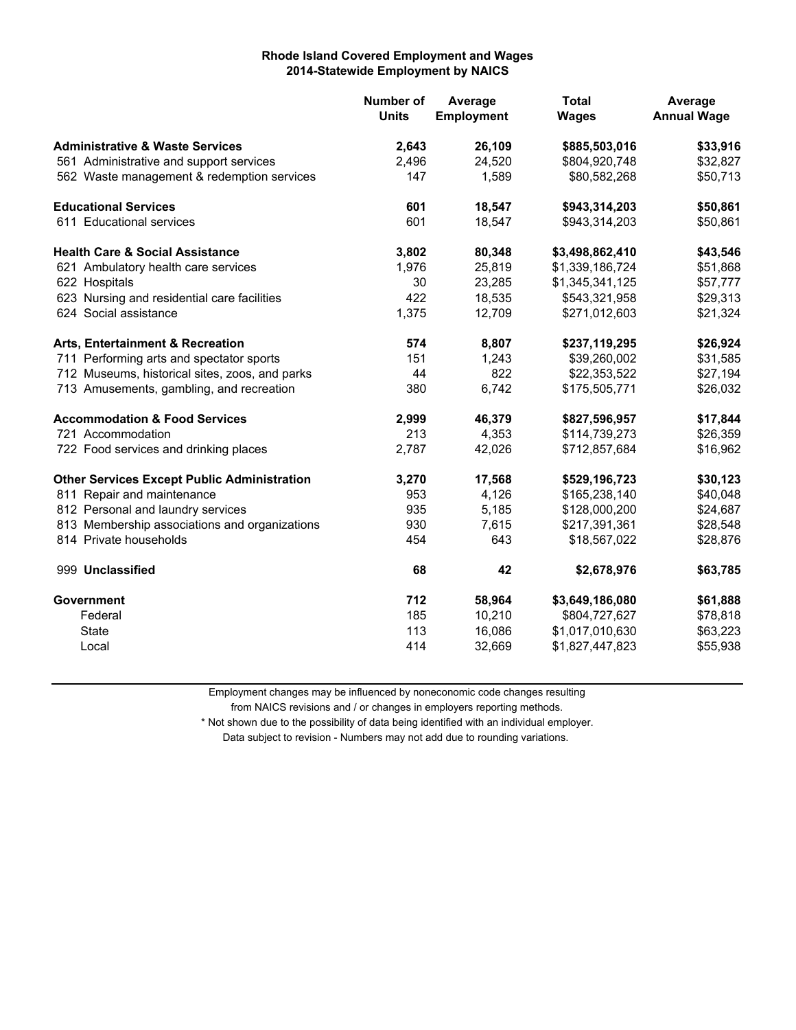**Rhode Island Covered Employment and Wages**
**2014-Statewide Employment by NAICS**

| | Number of Units | Average Employment | Total Wages | Average Annual Wage |
|---|---|---|---|---|
| **Administrative & Waste Services** | **2,643** | **26,109** | **$885,503,016** | **$33,916** |
| 561 Administrative and support services | 2,496 | 24,520 | $804,920,748 | $32,827 |
| 562 Waste management & redemption services | 147 | 1,589 | $80,582,268 | $50,713 |
| **Educational Services** | **601** | **18,547** | **$943,314,203** | **$50,861** |
| 611 Educational services | 601 | 18,547 | $943,314,203 | $50,861 |
| **Health Care & Social Assistance** | **3,802** | **80,348** | **$3,498,862,410** | **$43,546** |
| 621 Ambulatory health care services | 1,976 | 25,819 | $1,339,186,724 | $51,868 |
| 622 Hospitals | 30 | 23,285 | $1,345,341,125 | $57,777 |
| 623 Nursing and residential care facilities | 422 | 18,535 | $543,321,958 | $29,313 |
| 624 Social assistance | 1,375 | 12,709 | $271,012,603 | $21,324 |
| **Arts, Entertainment & Recreation** | **574** | **8,807** | **$237,119,295** | **$26,924** |
| 711 Performing arts and spectator sports | 151 | 1,243 | $39,260,002 | $31,585 |
| 712 Museums, historical sites, zoos, and parks | 44 | 822 | $22,353,522 | $27,194 |
| 713 Amusements, gambling, and recreation | 380 | 6,742 | $175,505,771 | $26,032 |
| **Accommodation & Food Services** | **2,999** | **46,379** | **$827,596,957** | **$17,844** |
| 721 Accommodation | 213 | 4,353 | $114,739,273 | $26,359 |
| 722 Food services and drinking places | 2,787 | 42,026 | $712,857,684 | $16,962 |
| **Other Services Except Public Administration** | **3,270** | **17,568** | **$529,196,723** | **$30,123** |
| 811 Repair and maintenance | 953 | 4,126 | $165,238,140 | $40,048 |
| 812 Personal and laundry services | 935 | 5,185 | $128,000,200 | $24,687 |
| 813 Membership associations and organizations | 930 | 7,615 | $217,391,361 | $28,548 |
| 814 Private households | 454 | 643 | $18,567,022 | $28,876 |
| 999 **Unclassified** | **68** | **42** | **$2,678,976** | **$63,785** |
| **Government** | **712** | **58,964** | **$3,649,186,080** | **$61,888** |
| Federal | 185 | 10,210 | $804,727,627 | $78,818 |
| State | 113 | 16,086 | $1,017,010,630 | $63,223 |
| Local | 414 | 32,669 | $1,827,447,823 | $55,938 |

Employment changes may be influenced by noneconomic code changes resulting from NAICS revisions and / or changes in employers reporting methods.

* Not shown due to the possibility of data being identified with an individual employer.

Data subject to revision - Numbers may not add due to rounding variations.